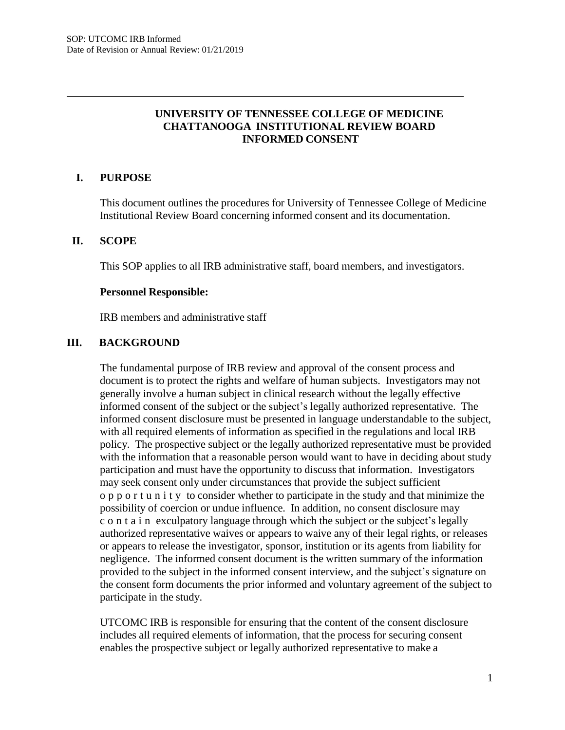# UNIVERSITY OF TENNESSEE COLLEGE OF MEDICINE CHATTANOOGA INSTITUTIONAL REVIEW BOARD INFORMED CONSENT

## I. PURPOSE

This document outlines the procedures for University of Tennessee College of Medicine Institutional Review Board concerning informed consent and its documentation.

## II. SCOPE

This SOP applies to all IRB administrative staff, board members, and investigators.

**Personnel Responsible:**

IRB members and administrative staff

## III. BACKGROUND

The fundamental purpose of IRB review and approval of the consent process and document is to protect the rights and welfare of human subjects. Investigators may not generally involve a human subject in clinical research without the legally effective informed consent of the subject or the subject's legally authorized representative. The informed consent disclosure must be presented in language understandable to the subject, with all required elements of information as specified in the regulations and local IRB policy. The prospective subject or the legally authorized representative must be provided with the information that a reasonable person would want to have in deciding about study participation and must have the opportunity to discuss that information. Investigators may seek consent only under circumstances that provide the subject sufficient opportunity to consider whether to participate in the study and that minimize the possibility of coercion or undue influence. In addition, no consent disclosure may contain exculpatory language through which the subject or the subject's legally authorized representative waives or appears to waive any of their legal rights, or releases or appears to release the investigator, sponsor, institution or its agents from liability for negligence. The informed consent document is the written summary of the information provided to the subject in the informed consent interview, and the subject's signature on the consent form documents the prior informed and voluntary agreement of the subject to participate in the study.

UTCOMC IRB is responsible for ensuring that the content of the consent disclosure includes all required elements of information, that the process for securing consent enables the prospective subject or legally authorized representative to make a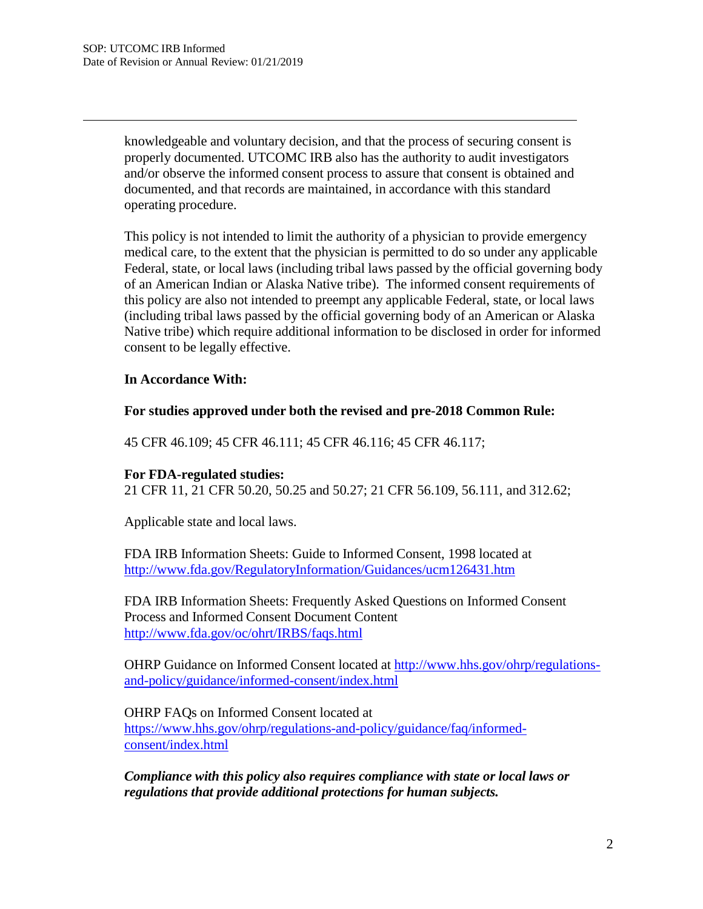knowledgeable and voluntary decision, and that the process of securing consent is properly documented. UTCOMC IRB also has the authority to audit investigators and/or observe the informed consent process to assure that consent is obtained and documented, and that records are maintained, in accordance with this standard operating procedure.

This policy is not intended to limit the authority of a physician to provide emergency medical care, to the extent that the physician is permitted to do so under any applicable Federal, state, or local laws (including tribal laws passed by the official governing body of an American Indian or Alaska Native tribe). The informed consent requirements of this policy are also not intended to preempt any applicable Federal, state, or local laws (including tribal laws passed by the official governing body of an American or Alaska Native tribe) which require additional information to be disclosed in order for informed consent to be legally effective.

**In Accordance With:**

**For studies approved under both the revised and pre-2018 Common Rule:**

45 CFR 46.109; 45 CFR 46.111; 45 CFR 46.116; 45 CFR 46.117;

**For FDA-regulated studies:**
21 CFR 11, 21 CFR 50.20, 50.25 and 50.27; 21 CFR 56.109, 56.111, and 312.62;

Applicable state and local laws.

FDA IRB Information Sheets: Guide to Informed Consent, 1998 located at http://www.fda.gov/RegulatoryInformation/Guidances/ucm126431.htm

FDA IRB Information Sheets: Frequently Asked Questions on Informed Consent Process and Informed Consent Document Content http://www.fda.gov/oc/ohrt/IRBS/faqs.html

OHRP Guidance on Informed Consent located at http://www.hhs.gov/ohrp/regulations-and-policy/guidance/informed-consent/index.html

OHRP FAQs on Informed Consent located at https://www.hhs.gov/ohrp/regulations-and-policy/guidance/faq/informed-consent/index.html

***Compliance with this policy also requires compliance with state or local laws or regulations that provide additional protections for human subjects.***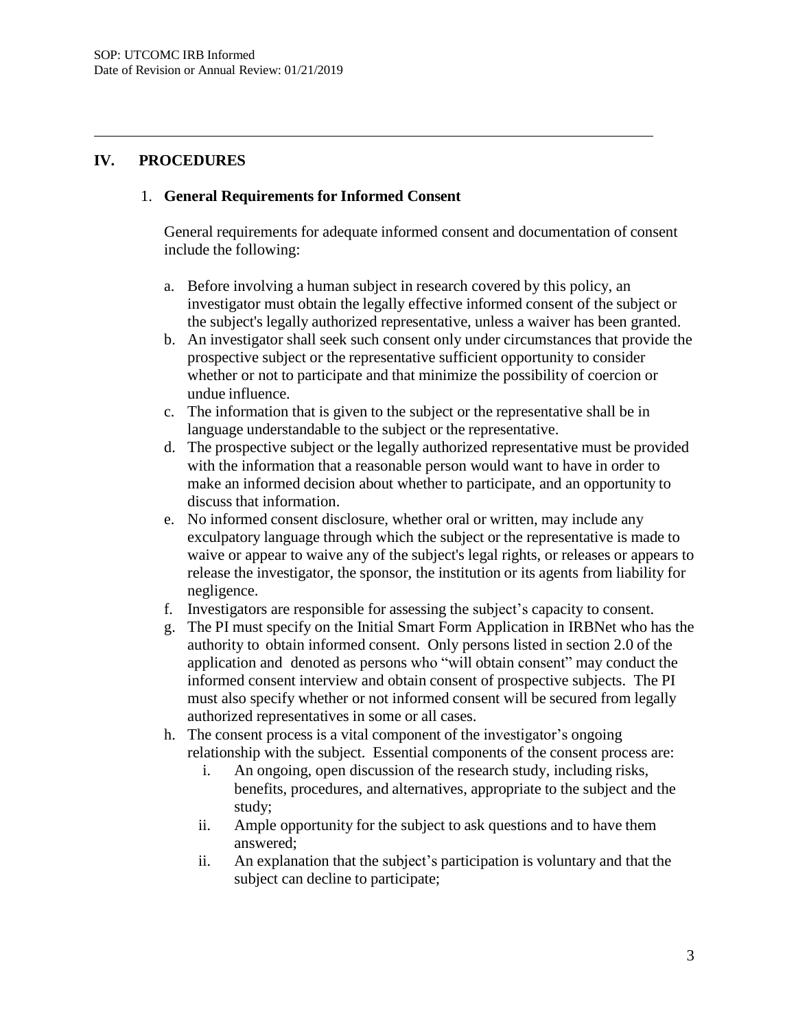## IV. PROCEDURES

### 1. General Requirements for Informed Consent

General requirements for adequate informed consent and documentation of consent include the following:

a. Before involving a human subject in research covered by this policy, an investigator must obtain the legally effective informed consent of the subject or the subject's legally authorized representative, unless a waiver has been granted.

b. An investigator shall seek such consent only under circumstances that provide the prospective subject or the representative sufficient opportunity to consider whether or not to participate and that minimize the possibility of coercion or undue influence.

c. The information that is given to the subject or the representative shall be in language understandable to the subject or the representative.

d. The prospective subject or the legally authorized representative must be provided with the information that a reasonable person would want to have in order to make an informed decision about whether to participate, and an opportunity to discuss that information.

e. No informed consent disclosure, whether oral or written, may include any exculpatory language through which the subject or the representative is made to waive or appear to waive any of the subject's legal rights, or releases or appears to release the investigator, the sponsor, the institution or its agents from liability for negligence.

f. Investigators are responsible for assessing the subject's capacity to consent.

g. The PI must specify on the Initial Smart Form Application in IRBNet who has the authority to obtain informed consent. Only persons listed in section 2.0 of the application and denoted as persons who "will obtain consent" may conduct the informed consent interview and obtain consent of prospective subjects. The PI must also specify whether or not informed consent will be secured from legally authorized representatives in some or all cases.

h. The consent process is a vital component of the investigator's ongoing relationship with the subject. Essential components of the consent process are:

   i. An ongoing, open discussion of the research study, including risks, benefits, procedures, and alternatives, appropriate to the subject and the study;

   ii. Ample opportunity for the subject to ask questions and to have them answered;

   ii. An explanation that the subject's participation is voluntary and that the subject can decline to participate;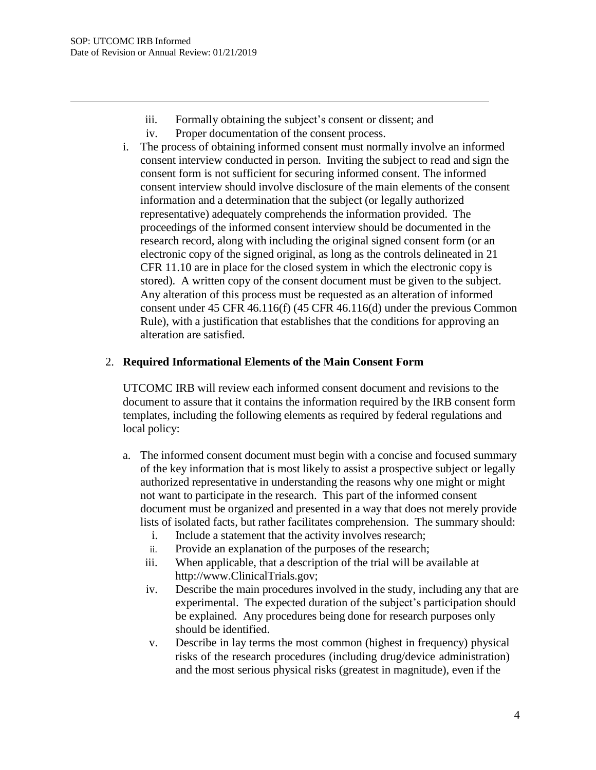iii. Formally obtaining the subject's consent or dissent; and
iv. Proper documentation of the consent process.

i. The process of obtaining informed consent must normally involve an informed consent interview conducted in person. Inviting the subject to read and sign the consent form is not sufficient for securing informed consent. The informed consent interview should involve disclosure of the main elements of the consent information and a determination that the subject (or legally authorized representative) adequately comprehends the information provided. The proceedings of the informed consent interview should be documented in the research record, along with including the original signed consent form (or an electronic copy of the signed original, as long as the controls delineated in 21 CFR 11.10 are in place for the closed system in which the electronic copy is stored). A written copy of the consent document must be given to the subject. Any alteration of this process must be requested as an alteration of informed consent under 45 CFR 46.116(f) (45 CFR 46.116(d) under the previous Common Rule), with a justification that establishes that the conditions for approving an alteration are satisfied.

2. **Required Informational Elements of the Main Consent Form**

   UTCOMC IRB will review each informed consent document and revisions to the document to assure that it contains the information required by the IRB consent form templates, including the following elements as required by federal regulations and local policy:

   a. The informed consent document must begin with a concise and focused summary of the key information that is most likely to assist a prospective subject or legally authorized representative in understanding the reasons why one might or might not want to participate in the research. This part of the informed consent document must be organized and presented in a way that does not merely provide lists of isolated facts, but rather facilitates comprehension. The summary should:
      i. Include a statement that the activity involves research;
      ii. Provide an explanation of the purposes of the research;
      iii. When applicable, that a description of the trial will be available at http://www.ClinicalTrials.gov;
      iv. Describe the main procedures involved in the study, including any that are experimental. The expected duration of the subject's participation should be explained. Any procedures being done for research purposes only should be identified.
      v. Describe in lay terms the most common (highest in frequency) physical risks of the research procedures (including drug/device administration) and the most serious physical risks (greatest in magnitude), even if the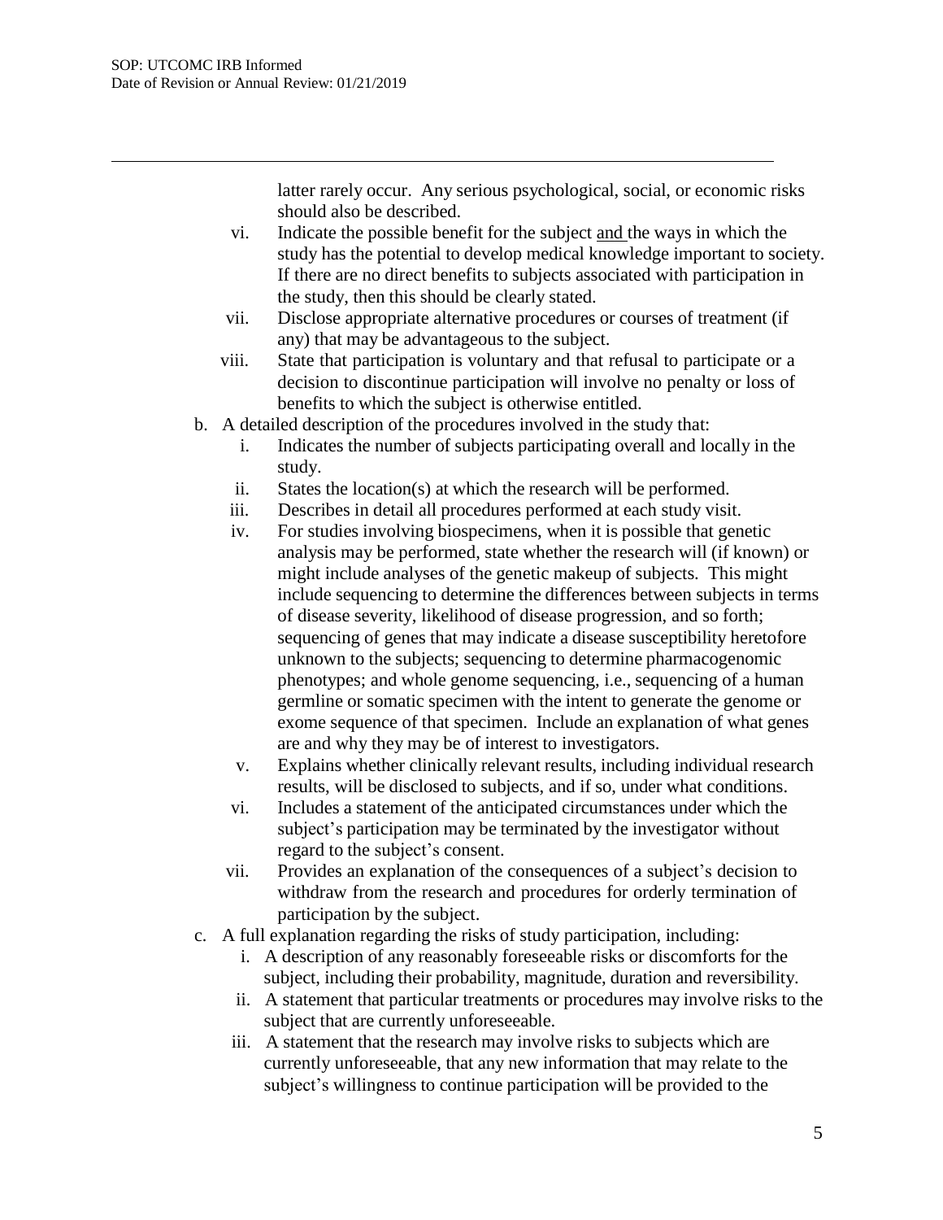latter rarely occur. Any serious psychological, social, or economic risks should also be described.

vi. Indicate the possible benefit for the subject and the ways in which the study has the potential to develop medical knowledge important to society. If there are no direct benefits to subjects associated with participation in the study, then this should be clearly stated.

vii. Disclose appropriate alternative procedures or courses of treatment (if any) that may be advantageous to the subject.

viii. State that participation is voluntary and that refusal to participate or a decision to discontinue participation will involve no penalty or loss of benefits to which the subject is otherwise entitled.

b. A detailed description of the procedures involved in the study that:

   i. Indicates the number of subjects participating overall and locally in the study.

   ii. States the location(s) at which the research will be performed.

   iii. Describes in detail all procedures performed at each study visit.

   iv. For studies involving biospecimens, when it is possible that genetic analysis may be performed, state whether the research will (if known) or might include analyses of the genetic makeup of subjects. This might include sequencing to determine the differences between subjects in terms of disease severity, likelihood of disease progression, and so forth; sequencing of genes that may indicate a disease susceptibility heretofore unknown to the subjects; sequencing to determine pharmacogenomic phenotypes; and whole genome sequencing, i.e., sequencing of a human germline or somatic specimen with the intent to generate the genome or exome sequence of that specimen. Include an explanation of what genes are and why they may be of interest to investigators.

   v. Explains whether clinically relevant results, including individual research results, will be disclosed to subjects, and if so, under what conditions.

   vi. Includes a statement of the anticipated circumstances under which the subject's participation may be terminated by the investigator without regard to the subject's consent.

   vii. Provides an explanation of the consequences of a subject's decision to withdraw from the research and procedures for orderly termination of participation by the subject.

c. A full explanation regarding the risks of study participation, including:

   i. A description of any reasonably foreseeable risks or discomforts for the subject, including their probability, magnitude, duration and reversibility.

   ii. A statement that particular treatments or procedures may involve risks to the subject that are currently unforeseeable.

   iii. A statement that the research may involve risks to subjects which are currently unforeseeable, that any new information that may relate to the subject's willingness to continue participation will be provided to the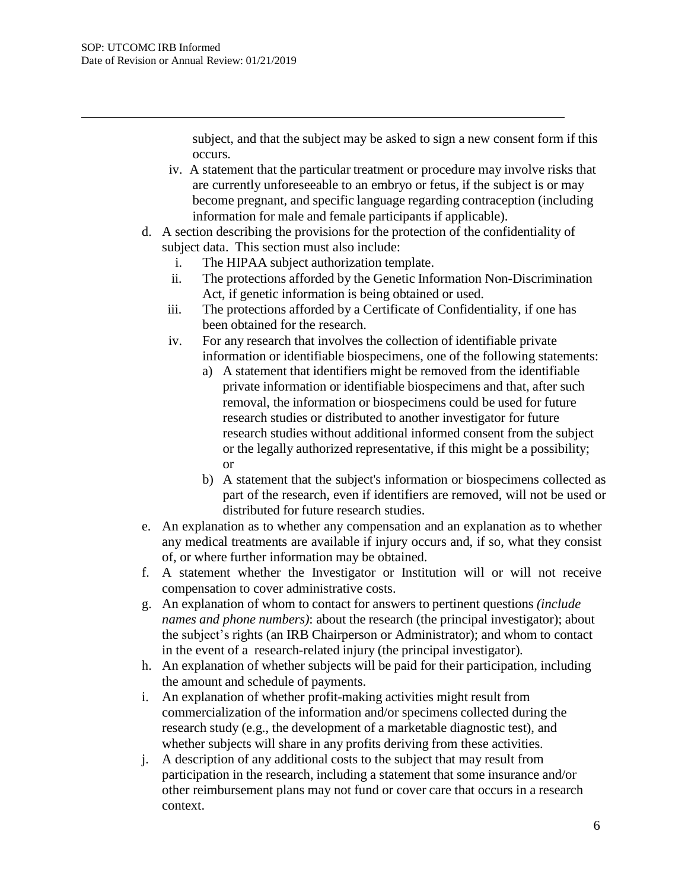subject, and that the subject may be asked to sign a new consent form if this occurs.

   iv. A statement that the particular treatment or procedure may involve risks that are currently unforeseeable to an embryo or fetus, if the subject is or may become pregnant, and specific language regarding contraception (including information for male and female participants if applicable).

d. A section describing the provisions for the protection of the confidentiality of subject data. This section must also include:
   i. The HIPAA subject authorization template.
   ii. The protections afforded by the Genetic Information Non-Discrimination Act, if genetic information is being obtained or used.
   iii. The protections afforded by a Certificate of Confidentiality, if one has been obtained for the research.
   iv. For any research that involves the collection of identifiable private information or identifiable biospecimens, one of the following statements:
      a) A statement that identifiers might be removed from the identifiable private information or identifiable biospecimens and that, after such removal, the information or biospecimens could be used for future research studies or distributed to another investigator for future research studies without additional informed consent from the subject or the legally authorized representative, if this might be a possibility; or
      b) A statement that the subject's information or biospecimens collected as part of the research, even if identifiers are removed, will not be used or distributed for future research studies.

e. An explanation as to whether any compensation and an explanation as to whether any medical treatments are available if injury occurs and, if so, what they consist of, or where further information may be obtained.

f. A statement whether the Investigator or Institution will or will not receive compensation to cover administrative costs.

g. An explanation of whom to contact for answers to pertinent questions *(include names and phone numbers)*: about the research (the principal investigator); about the subject's rights (an IRB Chairperson or Administrator); and whom to contact in the event of a research-related injury (the principal investigator).

h. An explanation of whether subjects will be paid for their participation, including the amount and schedule of payments.

i. An explanation of whether profit-making activities might result from commercialization of the information and/or specimens collected during the research study (e.g., the development of a marketable diagnostic test), and whether subjects will share in any profits deriving from these activities.

j. A description of any additional costs to the subject that may result from participation in the research, including a statement that some insurance and/or other reimbursement plans may not fund or cover care that occurs in a research context.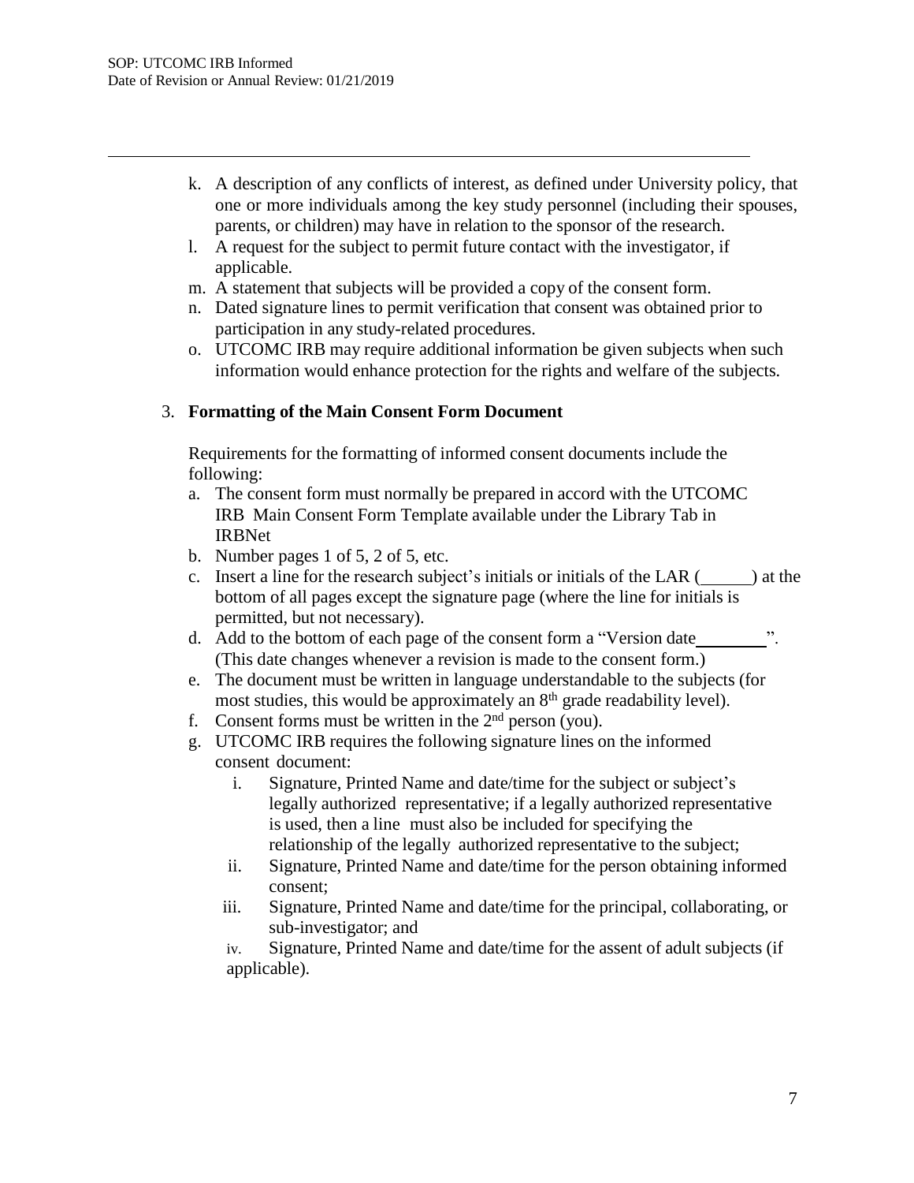k. A description of any conflicts of interest, as defined under University policy, that one or more individuals among the key study personnel (including their spouses, parents, or children) may have in relation to the sponsor of the research.
l. A request for the subject to permit future contact with the investigator, if applicable.
m. A statement that subjects will be provided a copy of the consent form.
n. Dated signature lines to permit verification that consent was obtained prior to participation in any study-related procedures.
o. UTCOMC IRB may require additional information be given subjects when such information would enhance protection for the rights and welfare of the subjects.

3. **Formatting of the Main Consent Form Document**

Requirements for the formatting of informed consent documents include the following:

a. The consent form must normally be prepared in accord with the UTCOMC IRB Main Consent Form Template available under the Library Tab in IRBNet
b. Number pages 1 of 5, 2 of 5, etc.
c. Insert a line for the research subject's initials or initials of the LAR (______) at the bottom of all pages except the signature page (where the line for initials is permitted, but not necessary).
d. Add to the bottom of each page of the consent form a "Version date________". (This date changes whenever a revision is made to the consent form.)
e. The document must be written in language understandable to the subjects (for most studies, this would be approximately an 8th grade readability level).
f. Consent forms must be written in the 2nd person (you).
g. UTCOMC IRB requires the following signature lines on the informed consent document:
    i. Signature, Printed Name and date/time for the subject or subject's legally authorized representative; if a legally authorized representative is used, then a line must also be included for specifying the relationship of the legally authorized representative to the subject;
    ii. Signature, Printed Name and date/time for the person obtaining informed consent;
    iii. Signature, Printed Name and date/time for the principal, collaborating, or sub-investigator; and
    iv. Signature, Printed Name and date/time for the assent of adult subjects (if applicable).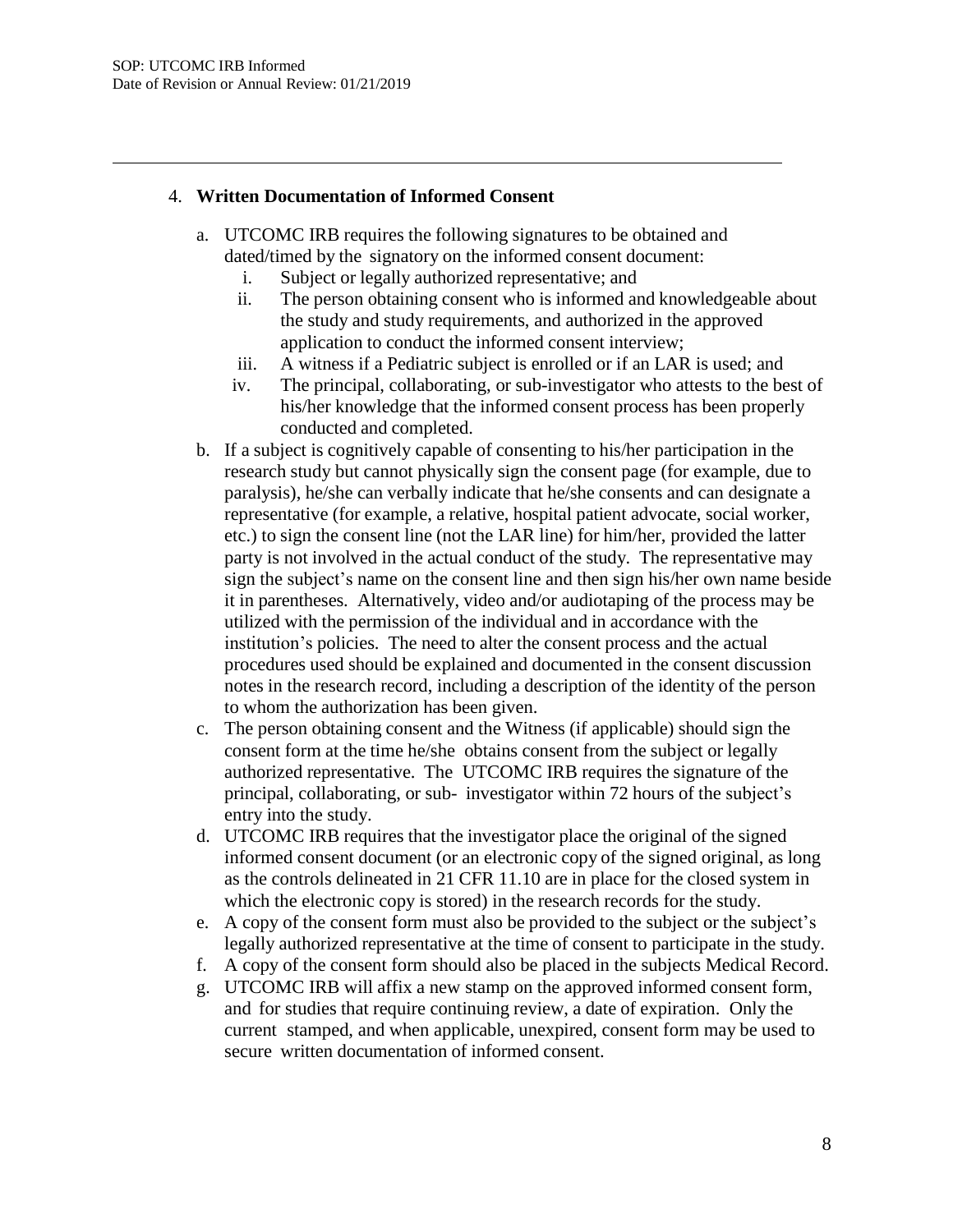4. **Written Documentation of Informed Consent**

   a. UTCOMC IRB requires the following signatures to be obtained and dated/timed by the signatory on the informed consent document:
      i. Subject or legally authorized representative; and
      ii. The person obtaining consent who is informed and knowledgeable about the study and study requirements, and authorized in the approved application to conduct the informed consent interview;
      iii. A witness if a Pediatric subject is enrolled or if an LAR is used; and
      iv. The principal, collaborating, or sub-investigator who attests to the best of his/her knowledge that the informed consent process has been properly conducted and completed.

   b. If a subject is cognitively capable of consenting to his/her participation in the research study but cannot physically sign the consent page (for example, due to paralysis), he/she can verbally indicate that he/she consents and can designate a representative (for example, a relative, hospital patient advocate, social worker, etc.) to sign the consent line (not the LAR line) for him/her, provided the latter party is not involved in the actual conduct of the study. The representative may sign the subject's name on the consent line and then sign his/her own name beside it in parentheses. Alternatively, video and/or audiotaping of the process may be utilized with the permission of the individual and in accordance with the institution's policies. The need to alter the consent process and the actual procedures used should be explained and documented in the consent discussion notes in the research record, including a description of the identity of the person to whom the authorization has been given.

   c. The person obtaining consent and the Witness (if applicable) should sign the consent form at the time he/she obtains consent from the subject or legally authorized representative. The UTCOMC IRB requires the signature of the principal, collaborating, or sub- investigator within 72 hours of the subject's entry into the study.

   d. UTCOMC IRB requires that the investigator place the original of the signed informed consent document (or an electronic copy of the signed original, as long as the controls delineated in 21 CFR 11.10 are in place for the closed system in which the electronic copy is stored) in the research records for the study.

   e. A copy of the consent form must also be provided to the subject or the subject's legally authorized representative at the time of consent to participate in the study.

   f. A copy of the consent form should also be placed in the subjects Medical Record.

   g. UTCOMC IRB will affix a new stamp on the approved informed consent form, and for studies that require continuing review, a date of expiration. Only the current stamped, and when applicable, unexpired, consent form may be used to secure written documentation of informed consent.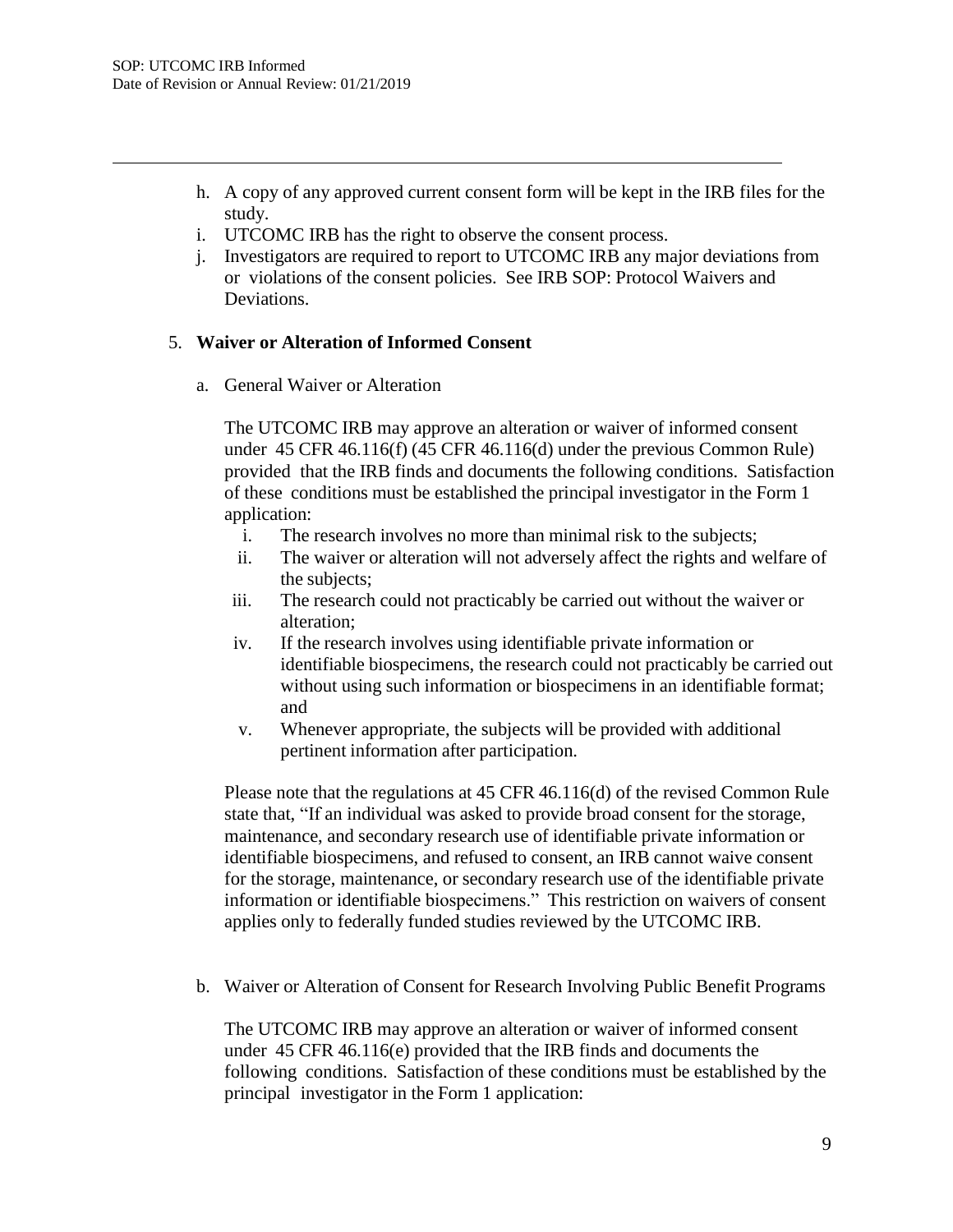h. A copy of any approved current consent form will be kept in the IRB files for the study.
i. UTCOMC IRB has the right to observe the consent process.
j. Investigators are required to report to UTCOMC IRB any major deviations from or violations of the consent policies. See IRB SOP: Protocol Waivers and Deviations.

5. **Waiver or Alteration of Informed Consent**

   a. General Waiver or Alteration

   The UTCOMC IRB may approve an alteration or waiver of informed consent under 45 CFR 46.116(f) (45 CFR 46.116(d) under the previous Common Rule) provided that the IRB finds and documents the following conditions. Satisfaction of these conditions must be established the principal investigator in the Form 1 application:

      i. The research involves no more than minimal risk to the subjects;
      ii. The waiver or alteration will not adversely affect the rights and welfare of the subjects;
      iii. The research could not practicably be carried out without the waiver or alteration;
      iv. If the research involves using identifiable private information or identifiable biospecimens, the research could not practicably be carried out without using such information or biospecimens in an identifiable format; and
      v. Whenever appropriate, the subjects will be provided with additional pertinent information after participation.

   Please note that the regulations at 45 CFR 46.116(d) of the revised Common Rule state that, "If an individual was asked to provide broad consent for the storage, maintenance, and secondary research use of identifiable private information or identifiable biospecimens, and refused to consent, an IRB cannot waive consent for the storage, maintenance, or secondary research use of the identifiable private information or identifiable biospecimens." This restriction on waivers of consent applies only to federally funded studies reviewed by the UTCOMC IRB.

   b. Waiver or Alteration of Consent for Research Involving Public Benefit Programs

   The UTCOMC IRB may approve an alteration or waiver of informed consent under 45 CFR 46.116(e) provided that the IRB finds and documents the following conditions. Satisfaction of these conditions must be established by the principal investigator in the Form 1 application: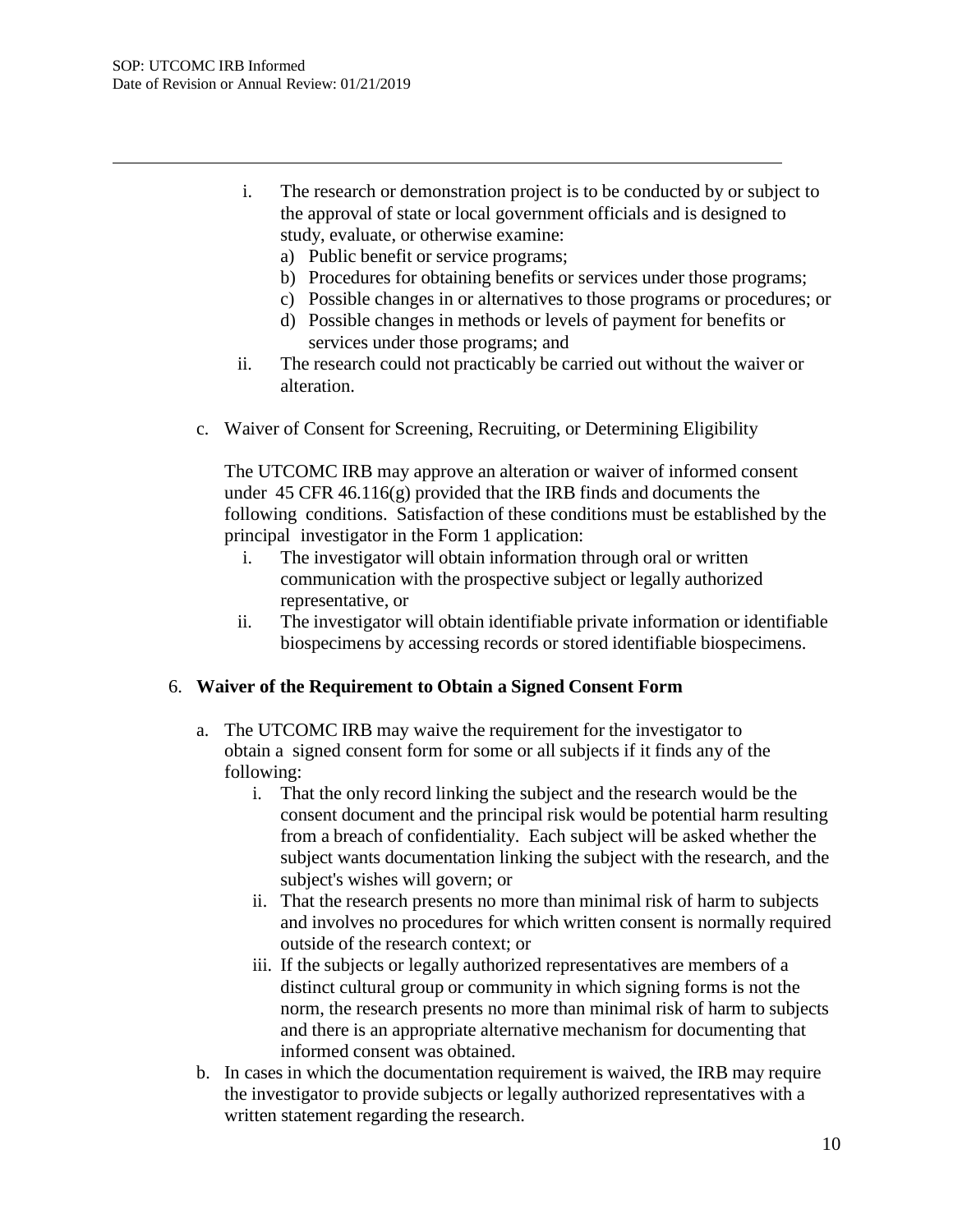i. The research or demonstration project is to be conducted by or subject to the approval of state or local government officials and is designed to study, evaluate, or otherwise examine:
   a) Public benefit or service programs;
   b) Procedures for obtaining benefits or services under those programs;
   c) Possible changes in or alternatives to those programs or procedures; or
   d) Possible changes in methods or levels of payment for benefits or services under those programs; and

ii. The research could not practicably be carried out without the waiver or alteration.

c. Waiver of Consent for Screening, Recruiting, or Determining Eligibility

   The UTCOMC IRB may approve an alteration or waiver of informed consent under 45 CFR 46.116(g) provided that the IRB finds and documents the following conditions. Satisfaction of these conditions must be established by the principal investigator in the Form 1 application:

   i. The investigator will obtain information through oral or written communication with the prospective subject or legally authorized representative, or
   ii. The investigator will obtain identifiable private information or identifiable biospecimens by accessing records or stored identifiable biospecimens.

6. **Waiver of the Requirement to Obtain a Signed Consent Form**

   a. The UTCOMC IRB may waive the requirement for the investigator to obtain a signed consent form for some or all subjects if it finds any of the following:
      i. That the only record linking the subject and the research would be the consent document and the principal risk would be potential harm resulting from a breach of confidentiality. Each subject will be asked whether the subject wants documentation linking the subject with the research, and the subject's wishes will govern; or
      ii. That the research presents no more than minimal risk of harm to subjects and involves no procedures for which written consent is normally required outside of the research context; or
      iii. If the subjects or legally authorized representatives are members of a distinct cultural group or community in which signing forms is not the norm, the research presents no more than minimal risk of harm to subjects and there is an appropriate alternative mechanism for documenting that informed consent was obtained.
   b. In cases in which the documentation requirement is waived, the IRB may require the investigator to provide subjects or legally authorized representatives with a written statement regarding the research.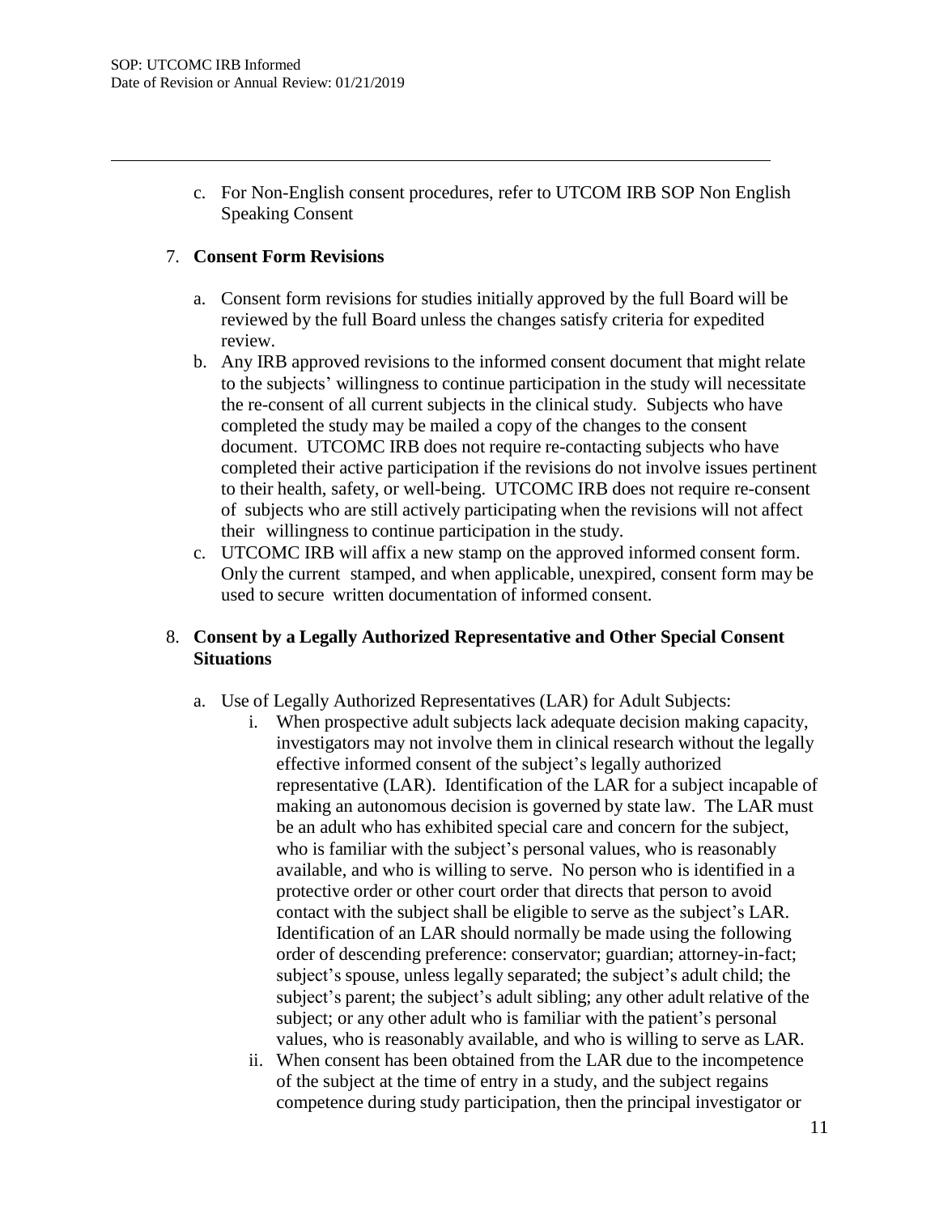c. For Non-English consent procedures, refer to UTCOM IRB SOP Non English Speaking Consent

7. **Consent Form Revisions**

   a. Consent form revisions for studies initially approved by the full Board will be reviewed by the full Board unless the changes satisfy criteria for expedited review.
   b. Any IRB approved revisions to the informed consent document that might relate to the subjects' willingness to continue participation in the study will necessitate the re-consent of all current subjects in the clinical study. Subjects who have completed the study may be mailed a copy of the changes to the consent document. UTCOMC IRB does not require re-contacting subjects who have completed their active participation if the revisions do not involve issues pertinent to their health, safety, or well-being. UTCOMC IRB does not require re-consent of subjects who are still actively participating when the revisions will not affect their willingness to continue participation in the study.
   c. UTCOMC IRB will affix a new stamp on the approved informed consent form. Only the current stamped, and when applicable, unexpired, consent form may be used to secure written documentation of informed consent.

8. **Consent by a Legally Authorized Representative and Other Special Consent Situations**

   a. Use of Legally Authorized Representatives (LAR) for Adult Subjects:
      i. When prospective adult subjects lack adequate decision making capacity, investigators may not involve them in clinical research without the legally effective informed consent of the subject's legally authorized representative (LAR). Identification of the LAR for a subject incapable of making an autonomous decision is governed by state law. The LAR must be an adult who has exhibited special care and concern for the subject, who is familiar with the subject's personal values, who is reasonably available, and who is willing to serve. No person who is identified in a protective order or other court order that directs that person to avoid contact with the subject shall be eligible to serve as the subject's LAR. Identification of an LAR should normally be made using the following order of descending preference: conservator; guardian; attorney-in-fact; subject's spouse, unless legally separated; the subject's adult child; the subject's parent; the subject's adult sibling; any other adult relative of the subject; or any other adult who is familiar with the patient's personal values, who is reasonably available, and who is willing to serve as LAR.
      ii. When consent has been obtained from the LAR due to the incompetence of the subject at the time of entry in a study, and the subject regains competence during study participation, then the principal investigator or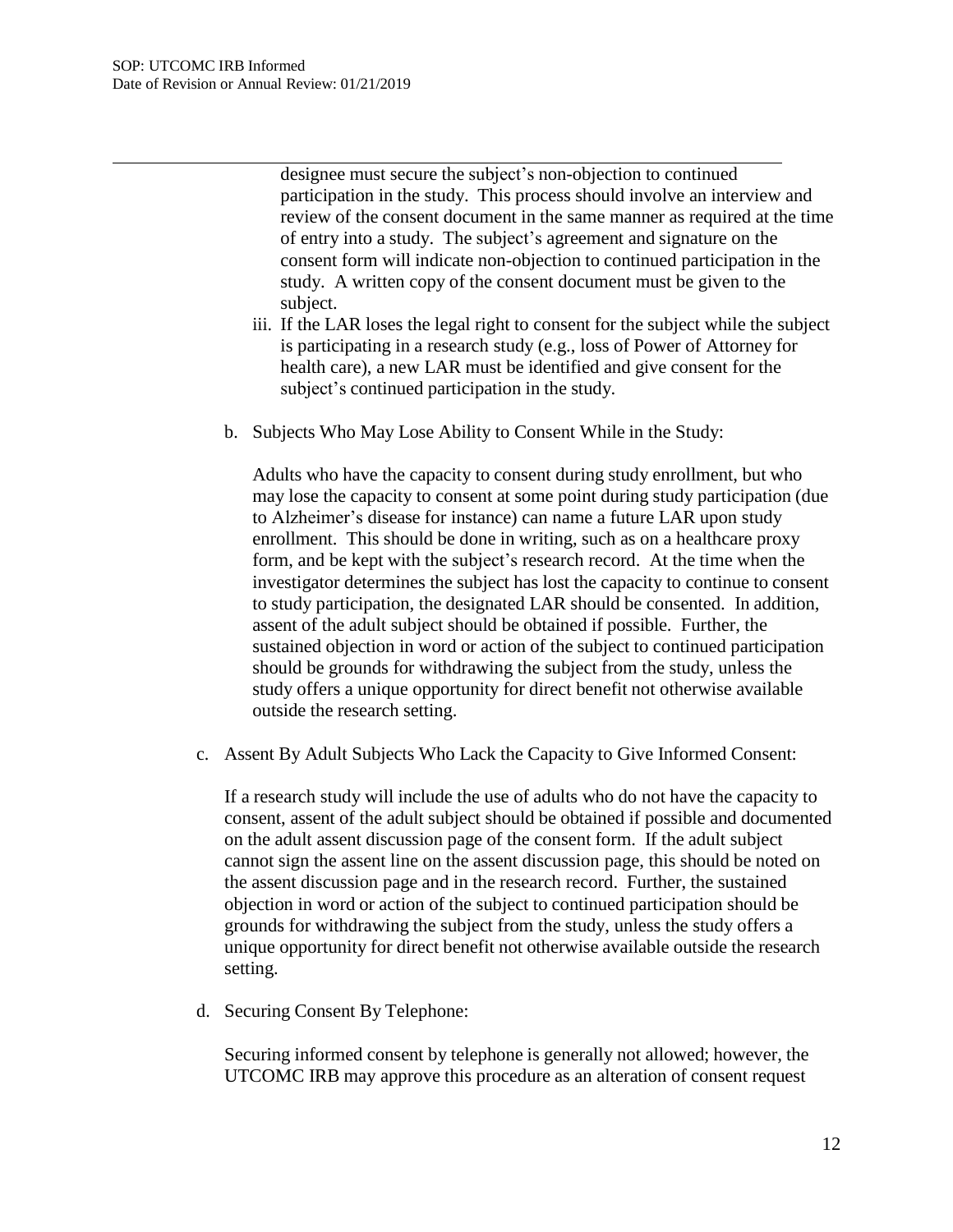designee must secure the subject's non-objection to continued participation in the study. This process should involve an interview and review of the consent document in the same manner as required at the time of entry into a study. The subject's agreement and signature on the consent form will indicate non-objection to continued participation in the study. A written copy of the consent document must be given to the subject.

iii. If the LAR loses the legal right to consent for the subject while the subject is participating in a research study (e.g., loss of Power of Attorney for health care), a new LAR must be identified and give consent for the subject's continued participation in the study.

b. Subjects Who May Lose Ability to Consent While in the Study:

Adults who have the capacity to consent during study enrollment, but who may lose the capacity to consent at some point during study participation (due to Alzheimer's disease for instance) can name a future LAR upon study enrollment. This should be done in writing, such as on a healthcare proxy form, and be kept with the subject's research record. At the time when the investigator determines the subject has lost the capacity to continue to consent to study participation, the designated LAR should be consented. In addition, assent of the adult subject should be obtained if possible. Further, the sustained objection in word or action of the subject to continued participation should be grounds for withdrawing the subject from the study, unless the study offers a unique opportunity for direct benefit not otherwise available outside the research setting.

c. Assent By Adult Subjects Who Lack the Capacity to Give Informed Consent:

If a research study will include the use of adults who do not have the capacity to consent, assent of the adult subject should be obtained if possible and documented on the adult assent discussion page of the consent form. If the adult subject cannot sign the assent line on the assent discussion page, this should be noted on the assent discussion page and in the research record. Further, the sustained objection in word or action of the subject to continued participation should be grounds for withdrawing the subject from the study, unless the study offers a unique opportunity for direct benefit not otherwise available outside the research setting.

d. Securing Consent By Telephone:

Securing informed consent by telephone is generally not allowed; however, the UTCOMC IRB may approve this procedure as an alteration of consent request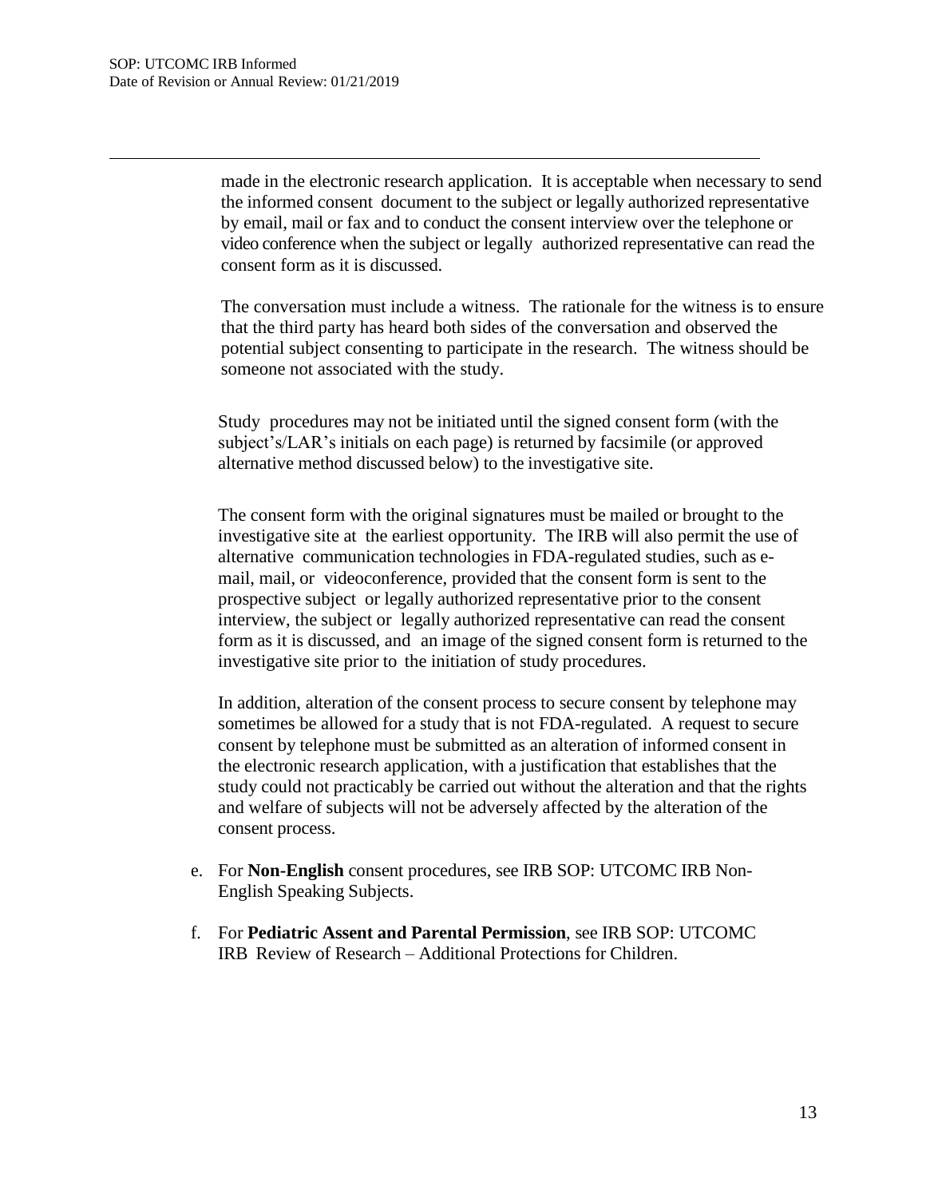made in the electronic research application. It is acceptable when necessary to send the informed consent document to the subject or legally authorized representative by email, mail or fax and to conduct the consent interview over the telephone or video conference when the subject or legally authorized representative can read the consent form as it is discussed.

The conversation must include a witness. The rationale for the witness is to ensure that the third party has heard both sides of the conversation and observed the potential subject consenting to participate in the research. The witness should be someone not associated with the study.

Study procedures may not be initiated until the signed consent form (with the subject's/LAR's initials on each page) is returned by facsimile (or approved alternative method discussed below) to the investigative site.

The consent form with the original signatures must be mailed or brought to the investigative site at the earliest opportunity. The IRB will also permit the use of alternative communication technologies in FDA-regulated studies, such as e-mail, mail, or videoconference, provided that the consent form is sent to the prospective subject or legally authorized representative prior to the consent interview, the subject or legally authorized representative can read the consent form as it is discussed, and an image of the signed consent form is returned to the investigative site prior to the initiation of study procedures.

In addition, alteration of the consent process to secure consent by telephone may sometimes be allowed for a study that is not FDA-regulated. A request to secure consent by telephone must be submitted as an alteration of informed consent in the electronic research application, with a justification that establishes that the study could not practicably be carried out without the alteration and that the rights and welfare of subjects will not be adversely affected by the alteration of the consent process.

e. For **Non-English** consent procedures, see IRB SOP: UTCOMC IRB Non-English Speaking Subjects.

f. For **Pediatric Assent and Parental Permission**, see IRB SOP: UTCOMC IRB Review of Research – Additional Protections for Children.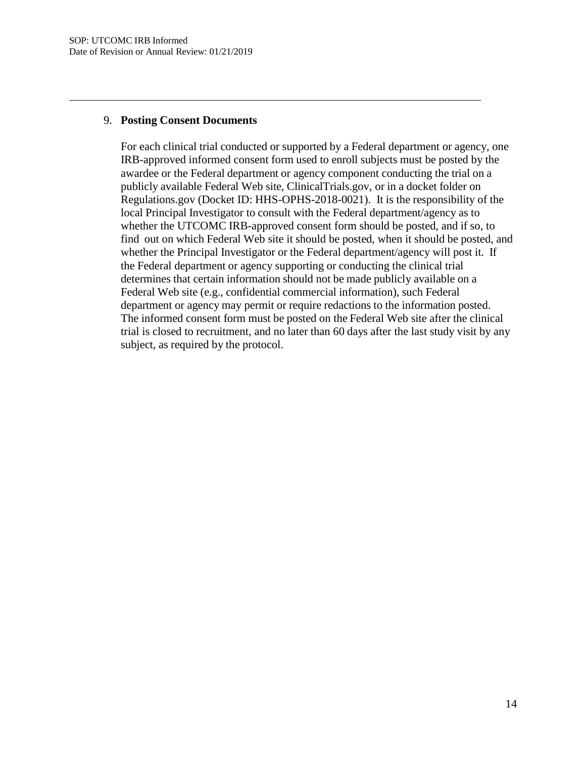9. **Posting Consent Documents**

   For each clinical trial conducted or supported by a Federal department or agency, one IRB-approved informed consent form used to enroll subjects must be posted by the awardee or the Federal department or agency component conducting the trial on a publicly available Federal Web site, ClinicalTrials.gov, or in a docket folder on Regulations.gov (Docket ID: HHS-OPHS-2018-0021). It is the responsibility of the local Principal Investigator to consult with the Federal department/agency as to whether the UTCOMC IRB-approved consent form should be posted, and if so, to find out on which Federal Web site it should be posted, when it should be posted, and whether the Principal Investigator or the Federal department/agency will post it. If the Federal department or agency supporting or conducting the clinical trial determines that certain information should not be made publicly available on a Federal Web site (e.g., confidential commercial information), such Federal department or agency may permit or require redactions to the information posted. The informed consent form must be posted on the Federal Web site after the clinical trial is closed to recruitment, and no later than 60 days after the last study visit by any subject, as required by the protocol.